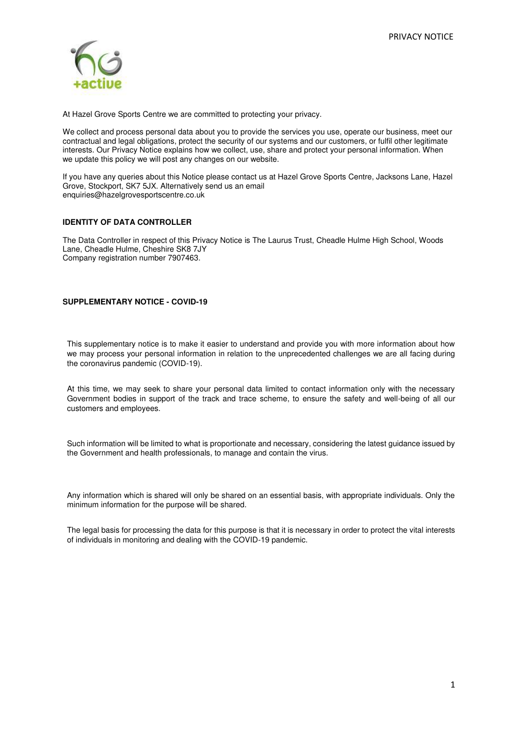At Hazel Grove Sports Centre we are committed to protecting your privacy.

We collect and process personal data about you to provide the services you use, operate our business, meet our contractual and legal obligations, protect the security of our systems and our customers, or fulfil other legitimate interests. Our Privacy Notice explains how we collect, use, share and protect your personal information. When we update this policy we will post any changes on our website.

If you have any queries about this Notice please contact us at Hazel Grove Sports Centre, Jacksons Lane, Hazel Grove, Stockport, SK7 5JX. Alternatively send us an email enquiries@hazelgrovesportscentre.co.uk

**IDENTITY OF DATA CONTROLLER**

The Data Controller in respect of this Privacy Notice is The Laurus Trust, Cheadle Hulme High School, Woods Lane, Cheadle Hulme, Cheshire SK8 7JY
Company registration number 7907463.

**SUPPLEMENTARY NOTICE - COVID-19**

This supplementary notice is to make it easier to understand and provide you with more information about how we may process your personal information in relation to the unprecedented challenges we are all facing during the coronavirus pandemic (COVID-19).

At this time, we may seek to share your personal data limited to contact information only with the necessary Government bodies in support of the track and trace scheme, to ensure the safety and well-being of all our customers and employees.

Such information will be limited to what is proportionate and necessary, considering the latest guidance issued by the Government and health professionals, to manage and contain the virus.

Any information which is shared will only be shared on an essential basis, with appropriate individuals. Only the minimum information for the purpose will be shared.

The legal basis for processing the data for this purpose is that it is necessary in order to protect the vital interests of individuals in monitoring and dealing with the COVID-19 pandemic.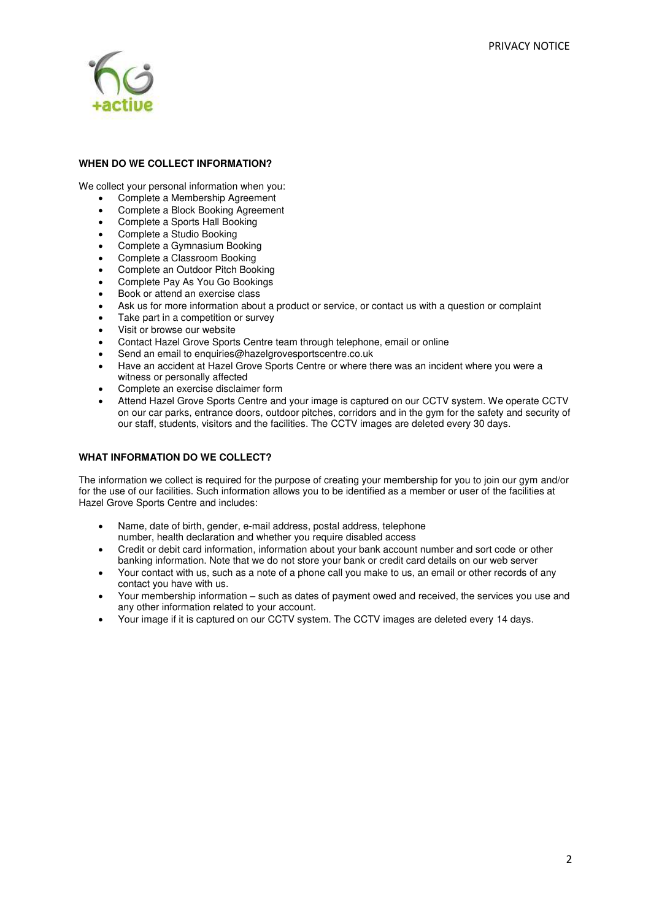**WHEN DO WE COLLECT INFORMATION?**

We collect your personal information when you:

- Complete a Membership Agreement
- Complete a Block Booking Agreement
- Complete a Sports Hall Booking
- Complete a Studio Booking
- Complete a Gymnasium Booking
- Complete a Classroom Booking
- Complete an Outdoor Pitch Booking
- Complete Pay As You Go Bookings
- Book or attend an exercise class
- Ask us for more information about a product or service, or contact us with a question or complaint
- Take part in a competition or survey
- Visit or browse our website
- Contact Hazel Grove Sports Centre team through telephone, email or online
- Send an email to enquiries@hazelgrovesportscentre.co.uk
- Have an accident at Hazel Grove Sports Centre or where there was an incident where you were a witness or personally affected
- Complete an exercise disclaimer form
- Attend Hazel Grove Sports Centre and your image is captured on our CCTV system. We operate CCTV on our car parks, entrance doors, outdoor pitches, corridors and in the gym for the safety and security of our staff, students, visitors and the facilities. The CCTV images are deleted every 30 days.

**WHAT INFORMATION DO WE COLLECT?**

The information we collect is required for the purpose of creating your membership for you to join our gym and/or for the use of our facilities. Such information allows you to be identified as a member or user of the facilities at Hazel Grove Sports Centre and includes:

- Name, date of birth, gender, e-mail address, postal address, telephone number, health declaration and whether you require disabled access
- Credit or debit card information, information about your bank account number and sort code or other banking information. Note that we do not store your bank or credit card details on our web server
- Your contact with us, such as a note of a phone call you make to us, an email or other records of any contact you have with us.
- Your membership information – such as dates of payment owed and received, the services you use and any other information related to your account.
- Your image if it is captured on our CCTV system. The CCTV images are deleted every 14 days.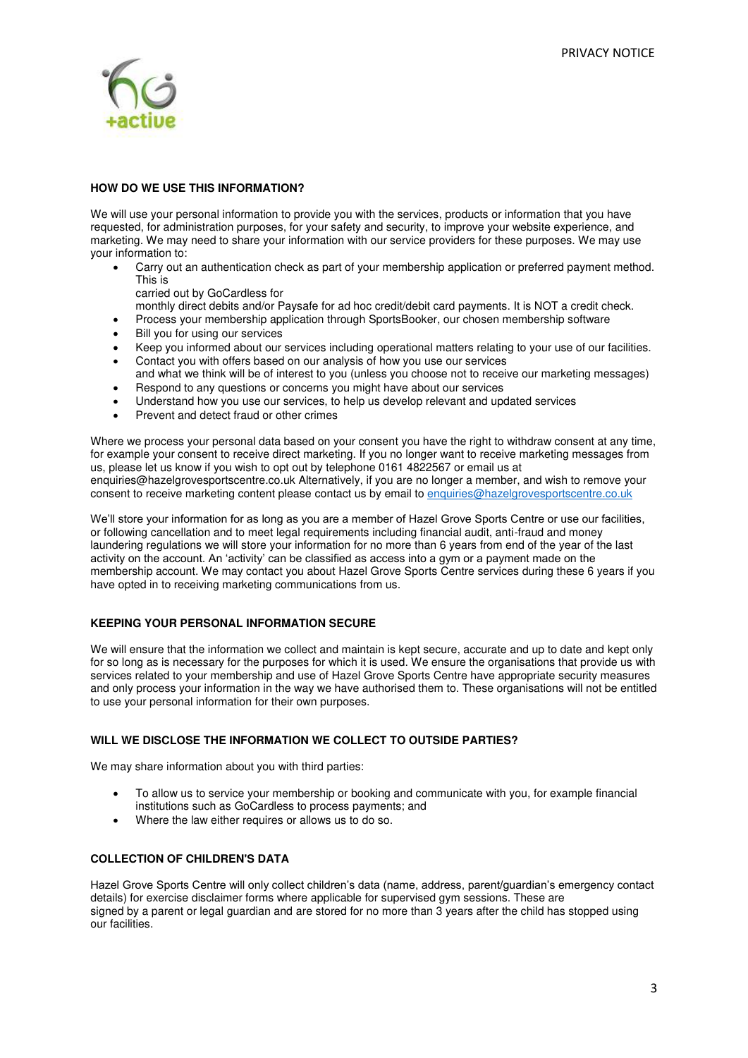### HOW DO WE USE THIS INFORMATION?

We will use your personal information to provide you with the services, products or information that you have requested, for administration purposes, for your safety and security, to improve your website experience, and marketing. We may need to share your information with our service providers for these purposes. We may use your information to:

- Carry out an authentication check as part of your membership application or preferred payment method. This is carried out by GoCardless for monthly direct debits and/or Paysafe for ad hoc credit/debit card payments. It is NOT a credit check.
- Process your membership application through SportsBooker, our chosen membership software
- Bill you for using our services
- Keep you informed about our services including operational matters relating to your use of our facilities.
- Contact you with offers based on our analysis of how you use our services and what we think will be of interest to you (unless you choose not to receive our marketing messages)
- Respond to any questions or concerns you might have about our services
- Understand how you use our services, to help us develop relevant and updated services
- Prevent and detect fraud or other crimes

Where we process your personal data based on your consent you have the right to withdraw consent at any time, for example your consent to receive direct marketing. If you no longer want to receive marketing messages from us, please let us know if you wish to opt out by telephone 0161 4822567 or email us at enquiries@hazelgrovesportscentre.co.uk Alternatively, if you are no longer a member, and wish to remove your consent to receive marketing content please contact us by email to enquiries@hazelgrovesportscentre.co.uk

We'll store your information for as long as you are a member of Hazel Grove Sports Centre or use our facilities, or following cancellation and to meet legal requirements including financial audit, anti-fraud and money laundering regulations we will store your information for no more than 6 years from end of the year of the last activity on the account. An 'activity' can be classified as access into a gym or a payment made on the membership account. We may contact you about Hazel Grove Sports Centre services during these 6 years if you have opted in to receiving marketing communications from us.

### KEEPING YOUR PERSONAL INFORMATION SECURE

We will ensure that the information we collect and maintain is kept secure, accurate and up to date and kept only for so long as is necessary for the purposes for which it is used. We ensure the organisations that provide us with services related to your membership and use of Hazel Grove Sports Centre have appropriate security measures and only process your information in the way we have authorised them to. These organisations will not be entitled to use your personal information for their own purposes.

### WILL WE DISCLOSE THE INFORMATION WE COLLECT TO OUTSIDE PARTIES?

We may share information about you with third parties:

- To allow us to service your membership or booking and communicate with you, for example financial institutions such as GoCardless to process payments; and
- Where the law either requires or allows us to do so.

### COLLECTION OF CHILDREN'S DATA

Hazel Grove Sports Centre will only collect children's data (name, address, parent/guardian's emergency contact details) for exercise disclaimer forms where applicable for supervised gym sessions. These are signed by a parent or legal guardian and are stored for no more than 3 years after the child has stopped using our facilities.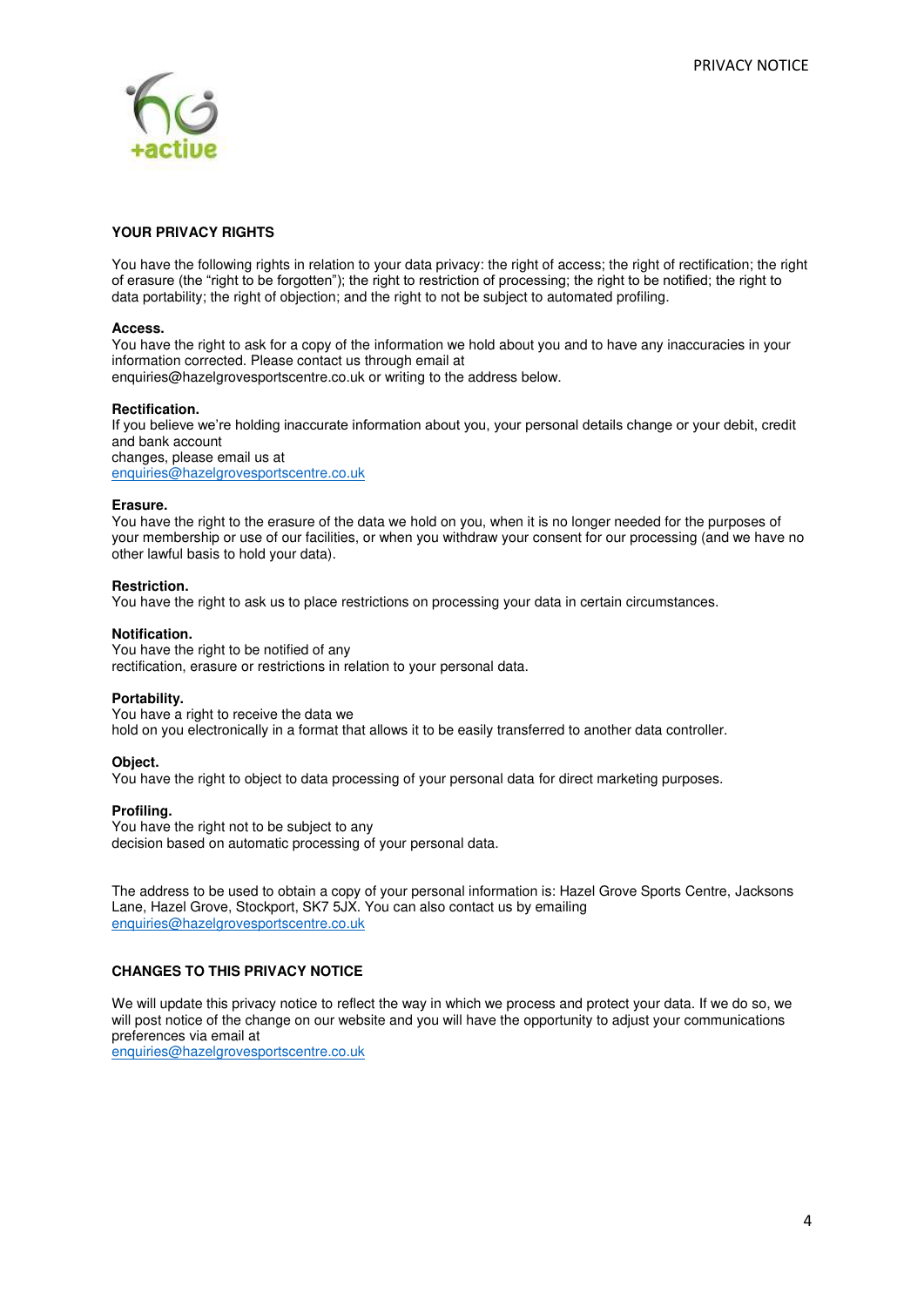## YOUR PRIVACY RIGHTS

You have the following rights in relation to your data privacy: the right of access; the right of rectification; the right of erasure (the "right to be forgotten"); the right to restriction of processing; the right to be notified; the right to data portability; the right of objection; and the right to not be subject to automated profiling.

**Access.**
You have the right to ask for a copy of the information we hold about you and to have any inaccuracies in your information corrected. Please contact us through email at enquiries@hazelgrovesportscentre.co.uk or writing to the address below.

**Rectification.**
If you believe we're holding inaccurate information about you, your personal details change or your debit, credit and bank account changes, please email us at enquiries@hazelgrovesportscentre.co.uk

**Erasure.**
You have the right to the erasure of the data we hold on you, when it is no longer needed for the purposes of your membership or use of our facilities, or when you withdraw your consent for our processing (and we have no other lawful basis to hold your data).

**Restriction.**
You have the right to ask us to place restrictions on processing your data in certain circumstances.

**Notification.**
You have the right to be notified of any rectification, erasure or restrictions in relation to your personal data.

**Portability.**
You have a right to receive the data we hold on you electronically in a format that allows it to be easily transferred to another data controller.

**Object.**
You have the right to object to data processing of your personal data for direct marketing purposes.

**Profiling.**
You have the right not to be subject to any decision based on automatic processing of your personal data.

The address to be used to obtain a copy of your personal information is: Hazel Grove Sports Centre, Jacksons Lane, Hazel Grove, Stockport, SK7 5JX. You can also contact us by emailing enquiries@hazelgrovesportscentre.co.uk

## CHANGES TO THIS PRIVACY NOTICE

We will update this privacy notice to reflect the way in which we process and protect your data. If we do so, we will post notice of the change on our website and you will have the opportunity to adjust your communications preferences via email at enquiries@hazelgrovesportscentre.co.uk